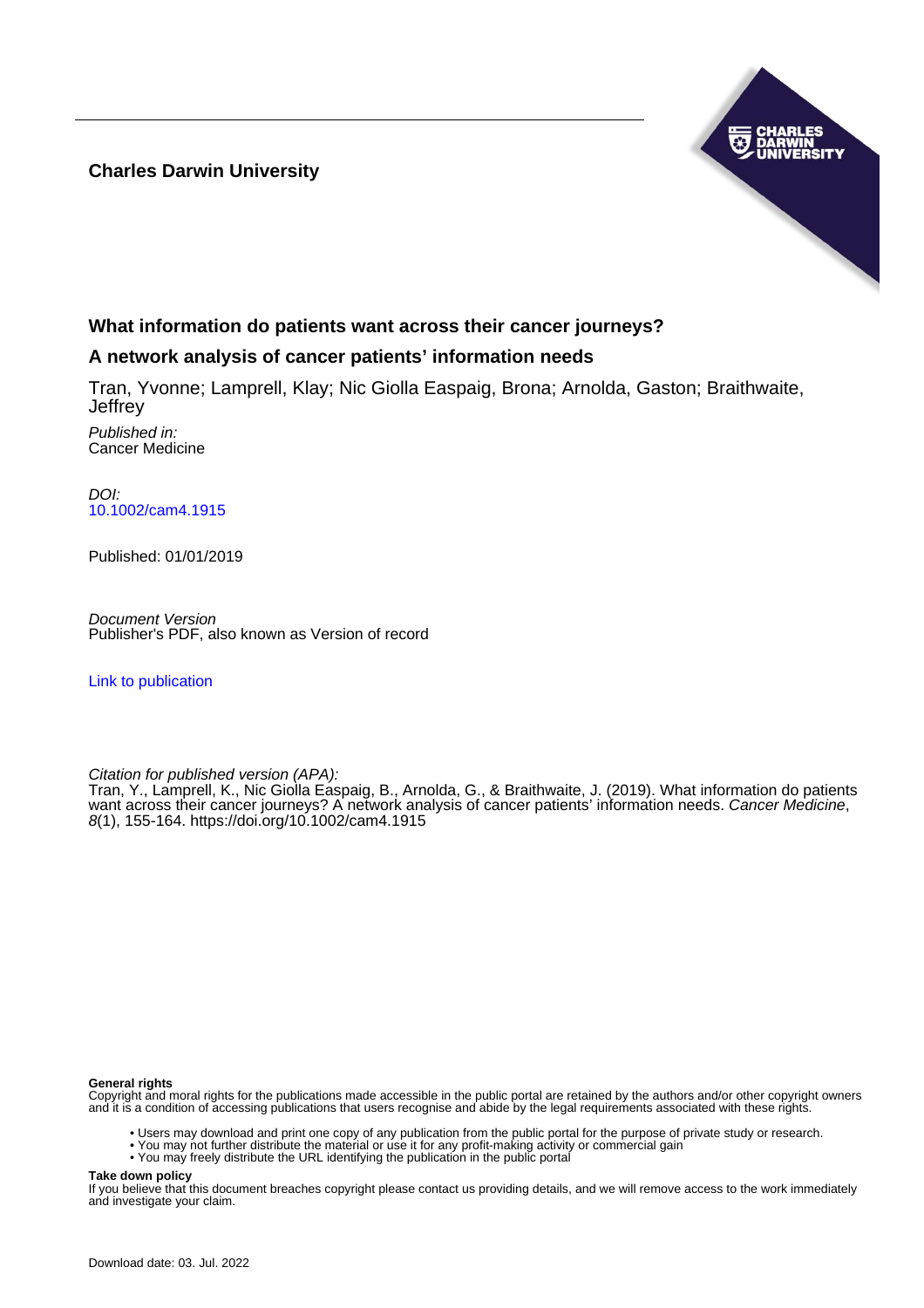**Charles Darwin University**

# What information do patients want across their cancer journeys?

## A network analysis of cancer patients' information needs

Tran, Yvonne; Lamprell, Klay; Nic Giolla Easpaig, Brona; Arnolda, Gaston; Braithwaite, Jeffrey

*Published in:*
Cancer Medicine

*DOI:*
10.1002/cam4.1915

Published: 01/01/2019

*Document Version*
Publisher's PDF, also known as Version of record

Link to publication

*Citation for published version (APA):*
Tran, Y., Lamprell, K., Nic Giolla Easpaig, B., Arnolda, G., & Braithwaite, J. (2019). What information do patients want across their cancer journeys? A network analysis of cancer patients' information needs. *Cancer Medicine*, *8*(1), 155-164. https://doi.org/10.1002/cam4.1915

**General rights**
Copyright and moral rights for the publications made accessible in the public portal are retained by the authors and/or other copyright owners and it is a condition of accessing publications that users recognise and abide by the legal requirements associated with these rights.

- Users may download and print one copy of any publication from the public portal for the purpose of private study or research.
- You may not further distribute the material or use it for any profit-making activity or commercial gain
- You may freely distribute the URL identifying the publication in the public portal

**Take down policy**
If you believe that this document breaches copyright please contact us providing details, and we will remove access to the work immediately and investigate your claim.

Download date: 03. Jul. 2022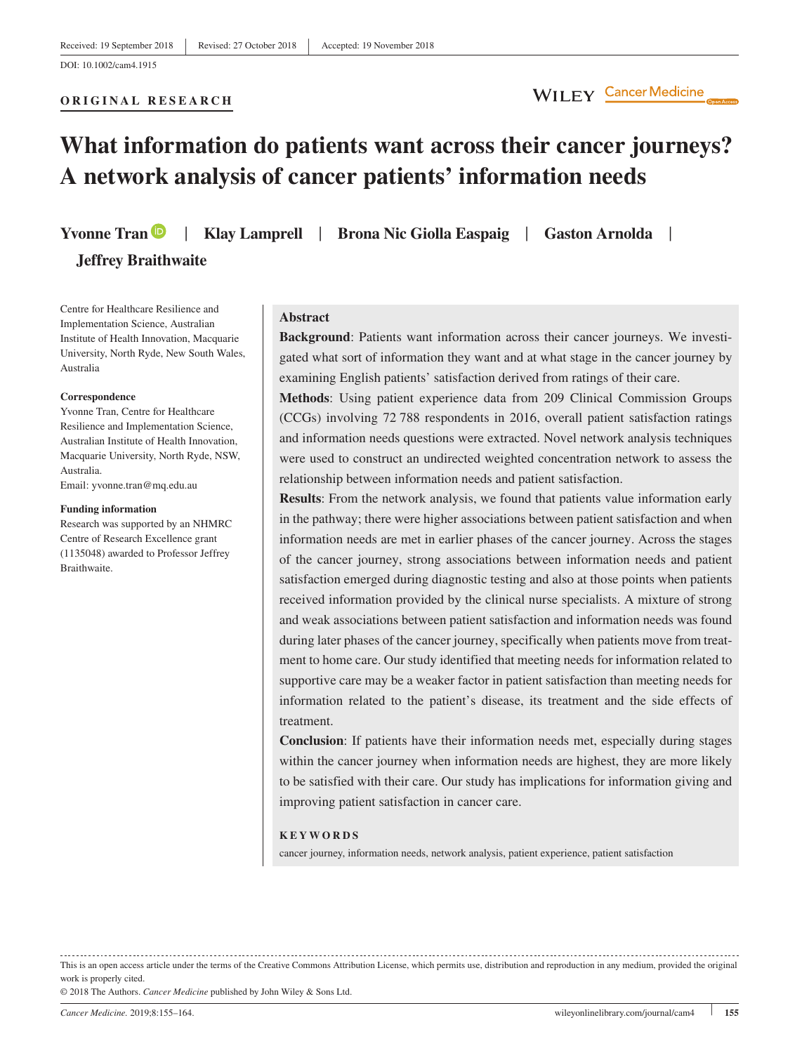Received: 19 September 2018 | Revised: 27 October 2018 | Accepted: 19 November 2018

DOI: 10.1002/cam4.1915

**ORIGINAL RESEARCH**

# What information do patients want across their cancer journeys? A network analysis of cancer patients' information needs

**Yvonne Tran** | **Klay Lamprell** | **Brona Nic Giolla Easpaig** | **Gaston Arnolda** | **Jeffrey Braithwaite**

Centre for Healthcare Resilience and Implementation Science, Australian Institute of Health Innovation, Macquarie University, North Ryde, New South Wales, Australia

**Correspondence**
Yvonne Tran, Centre for Healthcare Resilience and Implementation Science, Australian Institute of Health Innovation, Macquarie University, North Ryde, NSW, Australia.
Email: yvonne.tran@mq.edu.au

**Funding information**
Research was supported by an NHMRC Centre of Research Excellence grant (1135048) awarded to Professor Jeffrey Braithwaite.

## Abstract

**Background**: Patients want information across their cancer journeys. We investigated what sort of information they want and at what stage in the cancer journey by examining English patients' satisfaction derived from ratings of their care.

**Methods**: Using patient experience data from 209 Clinical Commission Groups (CCGs) involving 72 788 respondents in 2016, overall patient satisfaction ratings and information needs questions were extracted. Novel network analysis techniques were used to construct an undirected weighted concentration network to assess the relationship between information needs and patient satisfaction.

**Results**: From the network analysis, we found that patients value information early in the pathway; there were higher associations between patient satisfaction and when information needs are met in earlier phases of the cancer journey. Across the stages of the cancer journey, strong associations between information needs and patient satisfaction emerged during diagnostic testing and also at those points when patients received information provided by the clinical nurse specialists. A mixture of strong and weak associations between patient satisfaction and information needs was found during later phases of the cancer journey, specifically when patients move from treatment to home care. Our study identified that meeting needs for information related to supportive care may be a weaker factor in patient satisfaction than meeting needs for information related to the patient's disease, its treatment and the side effects of treatment.

**Conclusion**: If patients have their information needs met, especially during stages within the cancer journey when information needs are highest, they are more likely to be satisfied with their care. Our study has implications for information giving and improving patient satisfaction in cancer care.

**KEYWORDS**

cancer journey, information needs, network analysis, patient experience, patient satisfaction

---

This is an open access article under the terms of the Creative Commons Attribution License, which permits use, distribution and reproduction in any medium, provided the original work is properly cited.

© 2018 The Authors. *Cancer Medicine* published by John Wiley & Sons Ltd.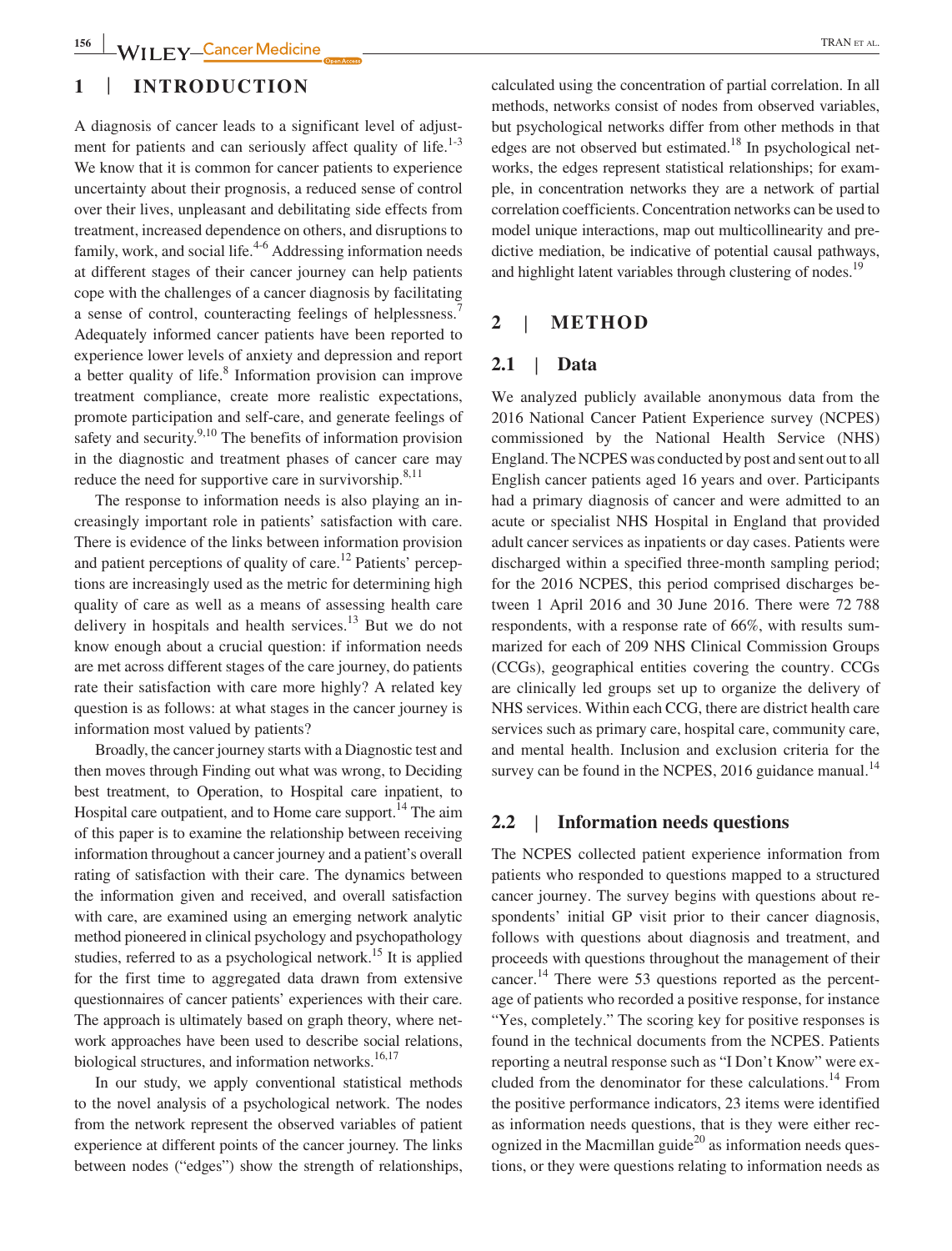## 1 | INTRODUCTION

A diagnosis of cancer leads to a significant level of adjustment for patients and can seriously affect quality of life.[1-3] We know that it is common for cancer patients to experience uncertainty about their prognosis, a reduced sense of control over their lives, unpleasant and debilitating side effects from treatment, increased dependence on others, and disruptions to family, work, and social life.[4-6] Addressing information needs at different stages of their cancer journey can help patients cope with the challenges of a cancer diagnosis by facilitating a sense of control, counteracting feelings of helplessness.[7] Adequately informed cancer patients have been reported to experience lower levels of anxiety and depression and report a better quality of life.[8] Information provision can improve treatment compliance, create more realistic expectations, promote participation and self-care, and generate feelings of safety and security.[9,10] The benefits of information provision in the diagnostic and treatment phases of cancer care may reduce the need for supportive care in survivorship.[8,11]

The response to information needs is also playing an increasingly important role in patients' satisfaction with care. There is evidence of the links between information provision and patient perceptions of quality of care.[12] Patients' perceptions are increasingly used as the metric for determining high quality of care as well as a means of assessing health care delivery in hospitals and health services.[13] But we do not know enough about a crucial question: if information needs are met across different stages of the care journey, do patients rate their satisfaction with care more highly? A related key question is as follows: at what stages in the cancer journey is information most valued by patients?

Broadly, the cancer journey starts with a Diagnostic test and then moves through Finding out what was wrong, to Deciding best treatment, to Operation, to Hospital care inpatient, to Hospital care outpatient, and to Home care support.[14] The aim of this paper is to examine the relationship between receiving information throughout a cancer journey and a patient's overall rating of satisfaction with their care. The dynamics between the information given and received, and overall satisfaction with care, are examined using an emerging network analytic method pioneered in clinical psychology and psychopathology studies, referred to as a psychological network.[15] It is applied for the first time to aggregated data drawn from extensive questionnaires of cancer patients' experiences with their care. The approach is ultimately based on graph theory, where network approaches have been used to describe social relations, biological structures, and information networks.[16,17]

In our study, we apply conventional statistical methods to the novel analysis of a psychological network. The nodes from the network represent the observed variables of patient experience at different points of the cancer journey. The links between nodes ("edges") show the strength of relationships, calculated using the concentration of partial correlation. In all methods, networks consist of nodes from observed variables, but psychological networks differ from other methods in that edges are not observed but estimated.[18] In psychological networks, the edges represent statistical relationships; for example, in concentration networks they are a network of partial correlation coefficients. Concentration networks can be used to model unique interactions, map out multicollinearity and predictive mediation, be indicative of potential causal pathways, and highlight latent variables through clustering of nodes.[19]

## 2 | METHOD

### 2.1 | Data

We analyzed publicly available anonymous data from the 2016 National Cancer Patient Experience survey (NCPES) commissioned by the National Health Service (NHS) England. The NCPES was conducted by post and sent out to all English cancer patients aged 16 years and over. Participants had a primary diagnosis of cancer and were admitted to an acute or specialist NHS Hospital in England that provided adult cancer services as inpatients or day cases. Patients were discharged within a specified three-month sampling period; for the 2016 NCPES, this period comprised discharges between 1 April 2016 and 30 June 2016. There were 72 788 respondents, with a response rate of 66%, with results summarized for each of 209 NHS Clinical Commission Groups (CCGs), geographical entities covering the country. CCGs are clinically led groups set up to organize the delivery of NHS services. Within each CCG, there are district health care services such as primary care, hospital care, community care, and mental health. Inclusion and exclusion criteria for the survey can be found in the NCPES, 2016 guidance manual.[14]

### 2.2 | Information needs questions

The NCPES collected patient experience information from patients who responded to questions mapped to a structured cancer journey. The survey begins with questions about respondents' initial GP visit prior to their cancer diagnosis, follows with questions about diagnosis and treatment, and proceeds with questions throughout the management of their cancer.[14] There were 53 questions reported as the percentage of patients who recorded a positive response, for instance "Yes, completely." The scoring key for positive responses is found in the technical documents from the NCPES. Patients reporting a neutral response such as "I Don't Know" were excluded from the denominator for these calculations.[14] From the positive performance indicators, 23 items were identified as information needs questions, that is they were either recognized in the Macmillan guide[20] as information needs questions, or they were questions relating to information needs as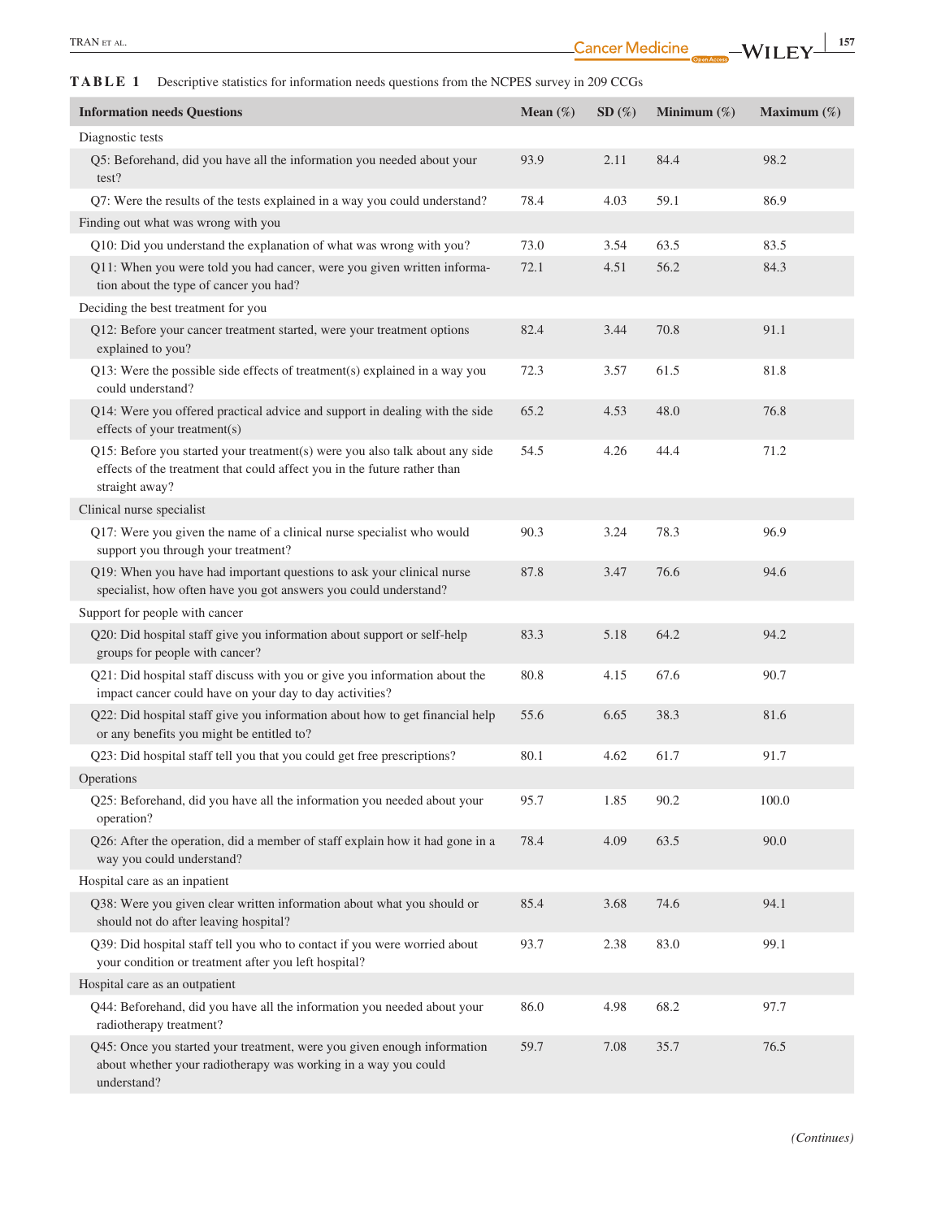**TABLE 1** Descriptive statistics for information needs questions from the NCPES survey in 209 CCGs

| Information needs Questions | Mean (%) | SD (%) | Minimum (%) | Maximum (%) |
|---|---|---|---|---|
| Diagnostic tests | | | | |
| Q5: Beforehand, did you have all the information you needed about your test? | 93.9 | 2.11 | 84.4 | 98.2 |
| Q7: Were the results of the tests explained in a way you could understand? | 78.4 | 4.03 | 59.1 | 86.9 |
| Finding out what was wrong with you | | | | |
| Q10: Did you understand the explanation of what was wrong with you? | 73.0 | 3.54 | 63.5 | 83.5 |
| Q11: When you were told you had cancer, were you given written information about the type of cancer you had? | 72.1 | 4.51 | 56.2 | 84.3 |
| Deciding the best treatment for you | | | | |
| Q12: Before your cancer treatment started, were your treatment options explained to you? | 82.4 | 3.44 | 70.8 | 91.1 |
| Q13: Were the possible side effects of treatment(s) explained in a way you could understand? | 72.3 | 3.57 | 61.5 | 81.8 |
| Q14: Were you offered practical advice and support in dealing with the side effects of your treatment(s) | 65.2 | 4.53 | 48.0 | 76.8 |
| Q15: Before you started your treatment(s) were you also talk about any side effects of the treatment that could affect you in the future rather than straight away? | 54.5 | 4.26 | 44.4 | 71.2 |
| Clinical nurse specialist | | | | |
| Q17: Were you given the name of a clinical nurse specialist who would support you through your treatment? | 90.3 | 3.24 | 78.3 | 96.9 |
| Q19: When you have had important questions to ask your clinical nurse specialist, how often have you got answers you could understand? | 87.8 | 3.47 | 76.6 | 94.6 |
| Support for people with cancer | | | | |
| Q20: Did hospital staff give you information about support or self-help groups for people with cancer? | 83.3 | 5.18 | 64.2 | 94.2 |
| Q21: Did hospital staff discuss with you or give you information about the impact cancer could have on your day to day activities? | 80.8 | 4.15 | 67.6 | 90.7 |
| Q22: Did hospital staff give you information about how to get financial help or any benefits you might be entitled to? | 55.6 | 6.65 | 38.3 | 81.6 |
| Q23: Did hospital staff tell you that you could get free prescriptions? | 80.1 | 4.62 | 61.7 | 91.7 |
| Operations | | | | |
| Q25: Beforehand, did you have all the information you needed about your operation? | 95.7 | 1.85 | 90.2 | 100.0 |
| Q26: After the operation, did a member of staff explain how it had gone in a way you could understand? | 78.4 | 4.09 | 63.5 | 90.0 |
| Hospital care as an inpatient | | | | |
| Q38: Were you given clear written information about what you should or should not do after leaving hospital? | 85.4 | 3.68 | 74.6 | 94.1 |
| Q39: Did hospital staff tell you who to contact if you were worried about your condition or treatment after you left hospital? | 93.7 | 2.38 | 83.0 | 99.1 |
| Hospital care as an outpatient | | | | |
| Q44: Beforehand, did you have all the information you needed about your radiotherapy treatment? | 86.0 | 4.98 | 68.2 | 97.7 |
| Q45: Once you started your treatment, were you given enough information about whether your radiotherapy was working in a way you could understand? | 59.7 | 7.08 | 35.7 | 76.5 |

*(Continues)*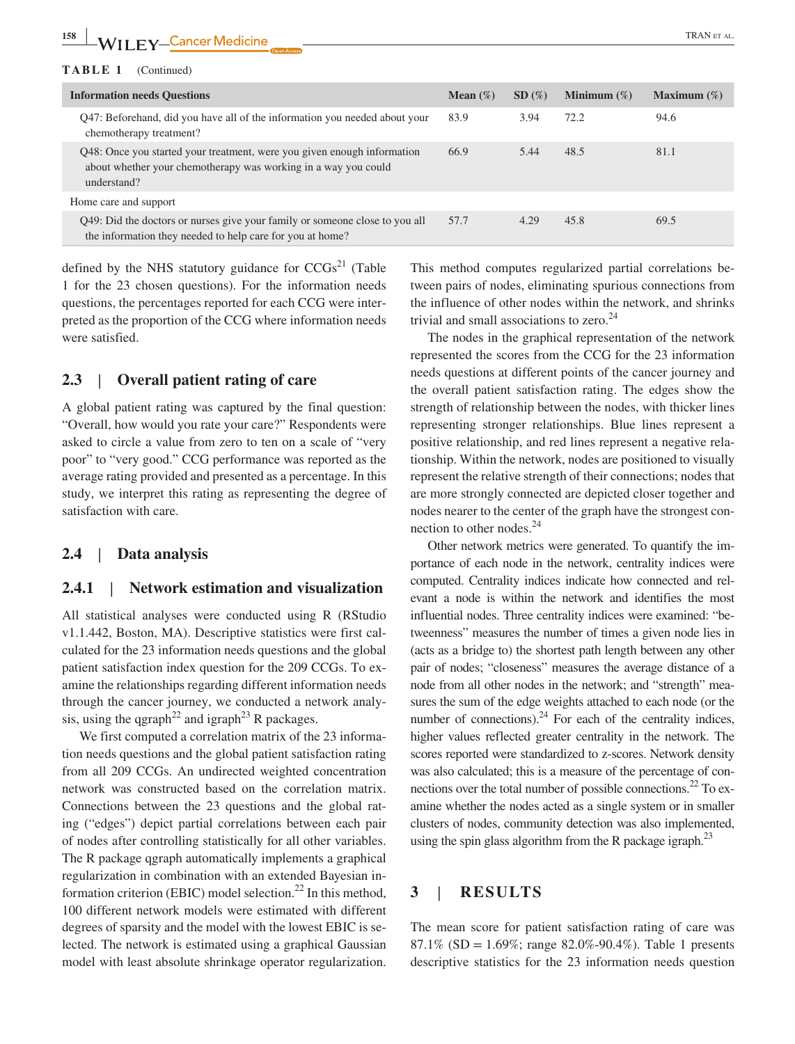**TABLE 1** (Continued)

| Information needs Questions | Mean (%) | SD (%) | Minimum (%) | Maximum (%) |
|---|---|---|---|---|
| Q47: Beforehand, did you have all of the information you needed about your chemotherapy treatment? | 83.9 | 3.94 | 72.2 | 94.6 |
| Q48: Once you started your treatment, were you given enough information about whether your chemotherapy was working in a way you could understand? | 66.9 | 5.44 | 48.5 | 81.1 |
| Home care and support | | | | |
| Q49: Did the doctors or nurses give your family or someone close to you all the information they needed to help care for you at home? | 57.7 | 4.29 | 45.8 | 69.5 |

defined by the NHS statutory guidance for CCGs[21] (Table 1 for the 23 chosen questions). For the information needs questions, the percentages reported for each CCG were interpreted as the proportion of the CCG where information needs were satisfied.

## 2.3 | Overall patient rating of care

A global patient rating was captured by the final question: "Overall, how would you rate your care?" Respondents were asked to circle a value from zero to ten on a scale of "very poor" to "very good." CCG performance was reported as the average rating provided and presented as a percentage. In this study, we interpret this rating as representing the degree of satisfaction with care.

## 2.4 | Data analysis

### 2.4.1 | Network estimation and visualization

All statistical analyses were conducted using R (RStudio v1.1.442, Boston, MA). Descriptive statistics were first calculated for the 23 information needs questions and the global patient satisfaction index question for the 209 CCGs. To examine the relationships regarding different information needs through the cancer journey, we conducted a network analysis, using the qgraph[22] and igraph[23] R packages.

We first computed a correlation matrix of the 23 information needs questions and the global patient satisfaction rating from all 209 CCGs. An undirected weighted concentration network was constructed based on the correlation matrix. Connections between the 23 questions and the global rating ("edges") depict partial correlations between each pair of nodes after controlling statistically for all other variables. The R package qgraph automatically implements a graphical regularization in combination with an extended Bayesian information criterion (EBIC) model selection.[22] In this method, 100 different network models were estimated with different degrees of sparsity and the model with the lowest EBIC is selected. The network is estimated using a graphical Gaussian model with least absolute shrinkage operator regularization. This method computes regularized partial correlations between pairs of nodes, eliminating spurious connections from the influence of other nodes within the network, and shrinks trivial and small associations to zero.[24]

The nodes in the graphical representation of the network represented the scores from the CCG for the 23 information needs questions at different points of the cancer journey and the overall patient satisfaction rating. The edges show the strength of relationship between the nodes, with thicker lines representing stronger relationships. Blue lines represent a positive relationship, and red lines represent a negative relationship. Within the network, nodes are positioned to visually represent the relative strength of their connections; nodes that are more strongly connected are depicted closer together and nodes nearer to the center of the graph have the strongest connection to other nodes.[24]

Other network metrics were generated. To quantify the importance of each node in the network, centrality indices were computed. Centrality indices indicate how connected and relevant a node is within the network and identifies the most influential nodes. Three centrality indices were examined: "betweenness" measures the number of times a given node lies in (acts as a bridge to) the shortest path length between any other pair of nodes; "closeness" measures the average distance of a node from all other nodes in the network; and "strength" measures the sum of the edge weights attached to each node (or the number of connections).[24] For each of the centrality indices, higher values reflected greater centrality in the network. The scores reported were standardized to z-scores. Network density was also calculated; this is a measure of the percentage of connections over the total number of possible connections.[22] To examine whether the nodes acted as a single system or in smaller clusters of nodes, community detection was also implemented, using the spin glass algorithm from the R package igraph.[23]

# 3 | RESULTS

The mean score for patient satisfaction rating of care was 87.1% (SD = 1.69%; range 82.0%-90.4%). Table 1 presents descriptive statistics for the 23 information needs question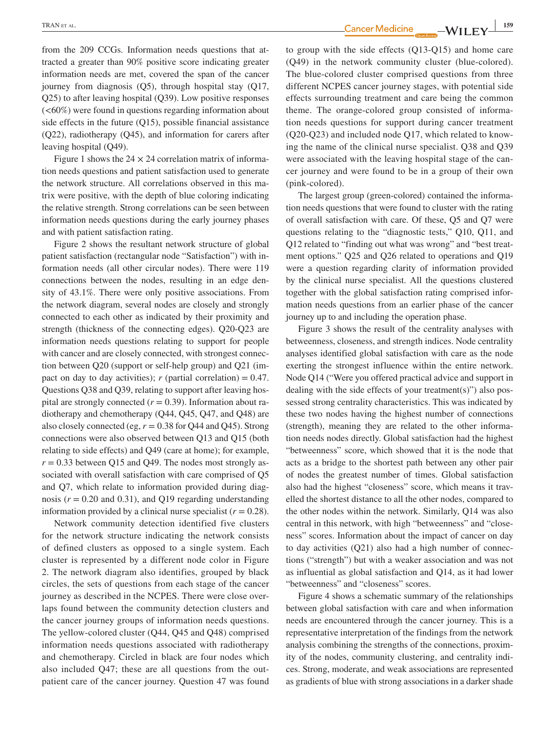from the 209 CCGs. Information needs questions that attracted a greater than 90% positive score indicating greater information needs are met, covered the span of the cancer journey from diagnosis (Q5), through hospital stay (Q17, Q25) to after leaving hospital (Q39). Low positive responses (<60%) were found in questions regarding information about side effects in the future (Q15), possible financial assistance (Q22), radiotherapy (Q45), and information for carers after leaving hospital (Q49).

Figure 1 shows the $24 \times 24$ correlation matrix of information needs questions and patient satisfaction used to generate the network structure. All correlations observed in this matrix were positive, with the depth of blue coloring indicating the relative strength. Strong correlations can be seen between information needs questions during the early journey phases and with patient satisfaction rating.

Figure 2 shows the resultant network structure of global patient satisfaction (rectangular node "Satisfaction") with information needs (all other circular nodes). There were 119 connections between the nodes, resulting in an edge density of 43.1%. There were only positive associations. From the network diagram, several nodes are closely and strongly connected to each other as indicated by their proximity and strength (thickness of the connecting edges). Q20-Q23 are information needs questions relating to support for people with cancer and are closely connected, with strongest connection between Q20 (support or self-help group) and Q21 (impact on day to day activities); $r$ (partial correlation) = 0.47. Questions Q38 and Q39, relating to support after leaving hospital are strongly connected ($r = 0.39$). Information about radiotherapy and chemotherapy (Q44, Q45, Q47, and Q48) are also closely connected (eg, $r = 0.38$ for Q44 and Q45). Strong connections were also observed between Q13 and Q15 (both relating to side effects) and Q49 (care at home); for example, $r = 0.33$ between Q15 and Q49. The nodes most strongly associated with overall satisfaction with care comprised of Q5 and Q7, which relate to information provided during diagnosis ($r = 0.20$ and 0.31), and Q19 regarding understanding information provided by a clinical nurse specialist ($r = 0.28$).

Network community detection identified five clusters for the network structure indicating the network consists of defined clusters as opposed to a single system. Each cluster is represented by a different node color in Figure 2. The network diagram also identifies, grouped by black circles, the sets of questions from each stage of the cancer journey as described in the NCPES. There were close overlaps found between the community detection clusters and the cancer journey groups of information needs questions. The yellow-colored cluster (Q44, Q45 and Q48) comprised information needs questions associated with radiotherapy and chemotherapy. Circled in black are four nodes which also included Q47; these are all questions from the outpatient care of the cancer journey. Question 47 was found to group with the side effects (Q13-Q15) and home care (Q49) in the network community cluster (blue-colored). The blue-colored cluster comprised questions from three different NCPES cancer journey stages, with potential side effects surrounding treatment and care being the common theme. The orange-colored group consisted of information needs questions for support during cancer treatment (Q20-Q23) and included node Q17, which related to knowing the name of the clinical nurse specialist. Q38 and Q39 were associated with the leaving hospital stage of the cancer journey and were found to be in a group of their own (pink-colored).

The largest group (green-colored) contained the information needs questions that were found to cluster with the rating of overall satisfaction with care. Of these, Q5 and Q7 were questions relating to the "diagnostic tests," Q10, Q11, and Q12 related to "finding out what was wrong" and "best treatment options." Q25 and Q26 related to operations and Q19 were a question regarding clarity of information provided by the clinical nurse specialist. All the questions clustered together with the global satisfaction rating comprised information needs questions from an earlier phase of the cancer journey up to and including the operation phase.

Figure 3 shows the result of the centrality analyses with betweenness, closeness, and strength indices. Node centrality analyses identified global satisfaction with care as the node exerting the strongest influence within the entire network. Node Q14 ("Were you offered practical advice and support in dealing with the side effects of your treatment(s)") also possessed strong centrality characteristics. This was indicated by these two nodes having the highest number of connections (strength), meaning they are related to the other information needs nodes directly. Global satisfaction had the highest "betweenness" score, which showed that it is the node that acts as a bridge to the shortest path between any other pair of nodes the greatest number of times. Global satisfaction also had the highest "closeness" score, which means it travelled the shortest distance to all the other nodes, compared to the other nodes within the network. Similarly, Q14 was also central in this network, with high "betweenness" and "closeness" scores. Information about the impact of cancer on day to day activities (Q21) also had a high number of connections ("strength") but with a weaker association and was not as influential as global satisfaction and Q14, as it had lower "betweenness" and "closeness" scores.

Figure 4 shows a schematic summary of the relationships between global satisfaction with care and when information needs are encountered through the cancer journey. This is a representative interpretation of the findings from the network analysis combining the strengths of the connections, proximity of the nodes, community clustering, and centrality indices. Strong, moderate, and weak associations are represented as gradients of blue with strong associations in a darker shade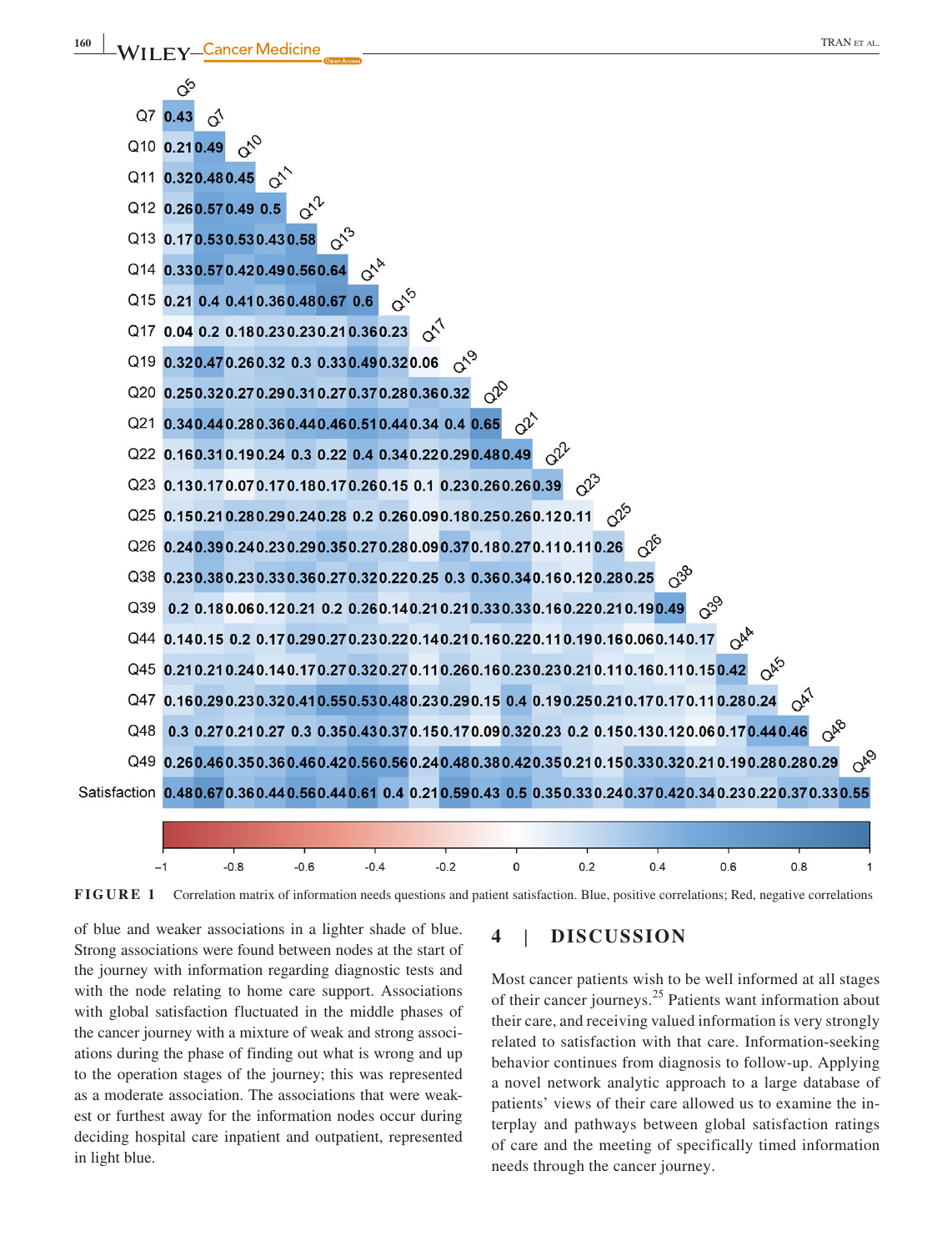| | Q5 | Q7 | Q10 | Q11 | Q12 | Q13 | Q14 | Q15 | Q17 | Q19 | Q20 | Q21 | Q22 | Q23 | Q25 | Q26 | Q38 | Q39 | Q44 | Q45 | Q47 | Q48 | Q49 |
|---|---|---|---|---|---|---|---|---|---|---|---|---|---|---|---|---|---|---|---|---|---|---|---|
| Q7 | 0.43 | | | | | | | | | | | | | | | | | | | | | | |
| Q10 | 0.21 | 0.49 | | | | | | | | | | | | | | | | | | | | | |
| Q11 | 0.32 | 0.48 | 0.45 | | | | | | | | | | | | | | | | | | | | |
| Q12 | 0.26 | 0.57 | 0.49 | 0.5 | | | | | | | | | | | | | | | | | | | |
| Q13 | 0.17 | 0.53 | 0.53 | 0.43 | 0.58 | | | | | | | | | | | | | | | | | | |
| Q14 | 0.33 | 0.57 | 0.42 | 0.49 | 0.56 | 0.64 | | | | | | | | | | | | | | | | | |
| Q15 | 0.21 | 0.4 | 0.41 | 0.36 | 0.48 | 0.67 | 0.6 | | | | | | | | | | | | | | | | |
| Q17 | 0.04 | 0.2 | 0.18 | 0.23 | 0.23 | 0.21 | 0.36 | 0.23 | | | | | | | | | | | | | | | |
| Q19 | 0.32 | 0.47 | 0.26 | 0.32 | 0.3 | 0.33 | 0.49 | 0.32 | 0.06 | | | | | | | | | | | | | | |
| Q20 | 0.25 | 0.32 | 0.27 | 0.29 | 0.31 | 0.27 | 0.37 | 0.28 | 0.36 | 0.32 | | | | | | | | | | | | | |
| Q21 | 0.34 | 0.44 | 0.28 | 0.36 | 0.44 | 0.46 | 0.51 | 0.44 | 0.34 | 0.4 | 0.65 | | | | | | | | | | | | |
| Q22 | 0.16 | 0.31 | 0.19 | 0.24 | 0.3 | 0.22 | 0.4 | 0.34 | 0.22 | 0.29 | 0.48 | 0.49 | | | | | | | | | | | |
| Q23 | 0.13 | 0.17 | 0.07 | 0.17 | 0.18 | 0.17 | 0.26 | 0.15 | 0.1 | 0.23 | 0.26 | 0.26 | 0.39 | | | | | | | | | | |
| Q25 | 0.15 | 0.21 | 0.28 | 0.29 | 0.24 | 0.28 | 0.2 | 0.26 | 0.09 | 0.18 | 0.25 | 0.26 | 0.12 | 0.11 | | | | | | | | | |
| Q26 | 0.24 | 0.39 | 0.24 | 0.23 | 0.29 | 0.35 | 0.27 | 0.28 | 0.09 | 0.37 | 0.18 | 0.27 | 0.11 | 0.11 | 0.26 | | | | | | | | |
| Q38 | 0.23 | 0.38 | 0.23 | 0.33 | 0.36 | 0.27 | 0.32 | 0.22 | 0.25 | 0.3 | 0.36 | 0.34 | 0.16 | 0.12 | 0.28 | 0.25 | | | | | | | |
| Q39 | 0.2 | 0.18 | 0.06 | 0.12 | 0.21 | 0.2 | 0.26 | 0.14 | 0.21 | 0.21 | 0.33 | 0.33 | 0.16 | 0.22 | 0.21 | 0.19 | 0.49 | | | | | | |
| Q44 | 0.14 | 0.15 | 0.2 | 0.17 | 0.29 | 0.27 | 0.23 | 0.22 | 0.14 | 0.21 | 0.16 | 0.22 | 0.11 | 0.19 | 0.16 | 0.06 | 0.14 | 0.17 | | | | | |
| Q45 | 0.21 | 0.21 | 0.24 | 0.14 | 0.17 | 0.27 | 0.32 | 0.27 | 0.11 | 0.26 | 0.16 | 0.23 | 0.23 | 0.21 | 0.11 | 0.16 | 0.11 | 0.15 | 0.42 | | | | |
| Q47 | 0.16 | 0.29 | 0.23 | 0.32 | 0.41 | 0.55 | 0.53 | 0.48 | 0.23 | 0.29 | 0.15 | 0.4 | 0.19 | 0.25 | 0.21 | 0.17 | 0.17 | 0.11 | 0.28 | 0.24 | | | |
| Q48 | 0.3 | 0.27 | 0.21 | 0.27 | 0.3 | 0.35 | 0.43 | 0.37 | 0.15 | 0.17 | 0.09 | 0.32 | 0.23 | 0.2 | 0.15 | 0.13 | 0.12 | 0.06 | 0.17 | 0.44 | 0.46 | | |
| Q49 | 0.26 | 0.46 | 0.35 | 0.36 | 0.46 | 0.42 | 0.56 | 0.56 | 0.24 | 0.48 | 0.38 | 0.42 | 0.35 | 0.21 | 0.15 | 0.33 | 0.32 | 0.21 | 0.19 | 0.28 | 0.28 | 0.29 | |
| Satisfaction | 0.48 | 0.67 | 0.36 | 0.44 | 0.56 | 0.44 | 0.61 | 0.4 | 0.21 | 0.59 | 0.43 | 0.5 | 0.35 | 0.33 | 0.24 | 0.37 | 0.42 | 0.34 | 0.23 | 0.22 | 0.37 | 0.33 | 0.55 |

**FIGURE 1** Correlation matrix of information needs questions and patient satisfaction. Blue, positive correlations; Red, negative correlations

of blue and weaker associations in a lighter shade of blue. Strong associations were found between nodes at the start of the journey with information regarding diagnostic tests and with the node relating to home care support. Associations with global satisfaction fluctuated in the middle phases of the cancer journey with a mixture of weak and strong associations during the phase of finding out what is wrong and up to the operation stages of the journey; this was represented as a moderate association. The associations that were weakest or furthest away for the information nodes occur during deciding hospital care inpatient and outpatient, represented in light blue.

## 4 | DISCUSSION

Most cancer patients wish to be well informed at all stages of their cancer journeys.[25] Patients want information about their care, and receiving valued information is very strongly related to satisfaction with that care. Information-seeking behavior continues from diagnosis to follow-up. Applying a novel network analytic approach to a large database of patients' views of their care allowed us to examine the interplay and pathways between global satisfaction ratings of care and the meeting of specifically timed information needs through the cancer journey.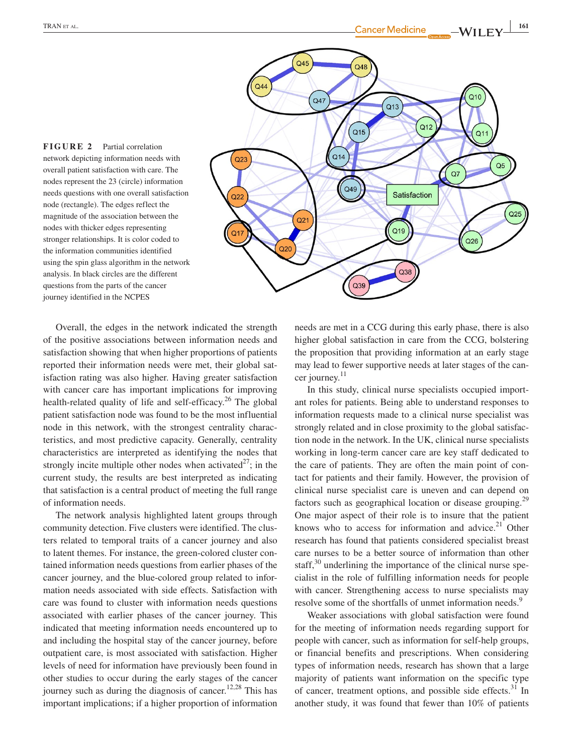**FIGURE 2** Partial correlation network depicting information needs with overall patient satisfaction with care. The nodes represent the 23 (circle) information needs questions with one overall satisfaction node (rectangle). The edges reflect the magnitude of the association between the nodes with thicker edges representing stronger relationships. It is color coded to the information communities identified using the spin glass algorithm in the network analysis. In black circles are the different questions from the parts of the cancer journey identified in the NCPES

Overall, the edges in the network indicated the strength of the positive associations between information needs and satisfaction showing that when higher proportions of patients reported their information needs were met, their global satisfaction rating was also higher. Having greater satisfaction with cancer care has important implications for improving health-related quality of life and self-efficacy.[26] The global patient satisfaction node was found to be the most influential node in this network, with the strongest centrality characteristics, and most predictive capacity. Generally, centrality characteristics are interpreted as identifying the nodes that strongly incite multiple other nodes when activated[27]; in the current study, the results are best interpreted as indicating that satisfaction is a central product of meeting the full range of information needs.

The network analysis highlighted latent groups through community detection. Five clusters were identified. The clusters related to temporal traits of a cancer journey and also to latent themes. For instance, the green-colored cluster contained information needs questions from earlier phases of the cancer journey, and the blue-colored group related to information needs associated with side effects. Satisfaction with care was found to cluster with information needs questions associated with earlier phases of the cancer journey. This indicated that meeting information needs encountered up to and including the hospital stay of the cancer journey, before outpatient care, is most associated with satisfaction. Higher levels of need for information have previously been found in other studies to occur during the early stages of the cancer journey such as during the diagnosis of cancer.[12,28] This has important implications; if a higher proportion of information needs are met in a CCG during this early phase, there is also higher global satisfaction in care from the CCG, bolstering the proposition that providing information at an early stage may lead to fewer supportive needs at later stages of the cancer journey.[11]

In this study, clinical nurse specialists occupied important roles for patients. Being able to understand responses to information requests made to a clinical nurse specialist was strongly related and in close proximity to the global satisfaction node in the network. In the UK, clinical nurse specialists working in long-term cancer care are key staff dedicated to the care of patients. They are often the main point of contact for patients and their family. However, the provision of clinical nurse specialist care is uneven and can depend on factors such as geographical location or disease grouping.[29] One major aspect of their role is to insure that the patient knows who to access for information and advice.[21] Other research has found that patients considered specialist breast care nurses to be a better source of information than other staff,[30] underlining the importance of the clinical nurse specialist in the role of fulfilling information needs for people with cancer. Strengthening access to nurse specialists may resolve some of the shortfalls of unmet information needs.[9]

Weaker associations with global satisfaction were found for the meeting of information needs regarding support for people with cancer, such as information for self-help groups, or financial benefits and prescriptions. When considering types of information needs, research has shown that a large majority of patients want information on the specific type of cancer, treatment options, and possible side effects.[31] In another study, it was found that fewer than 10% of patients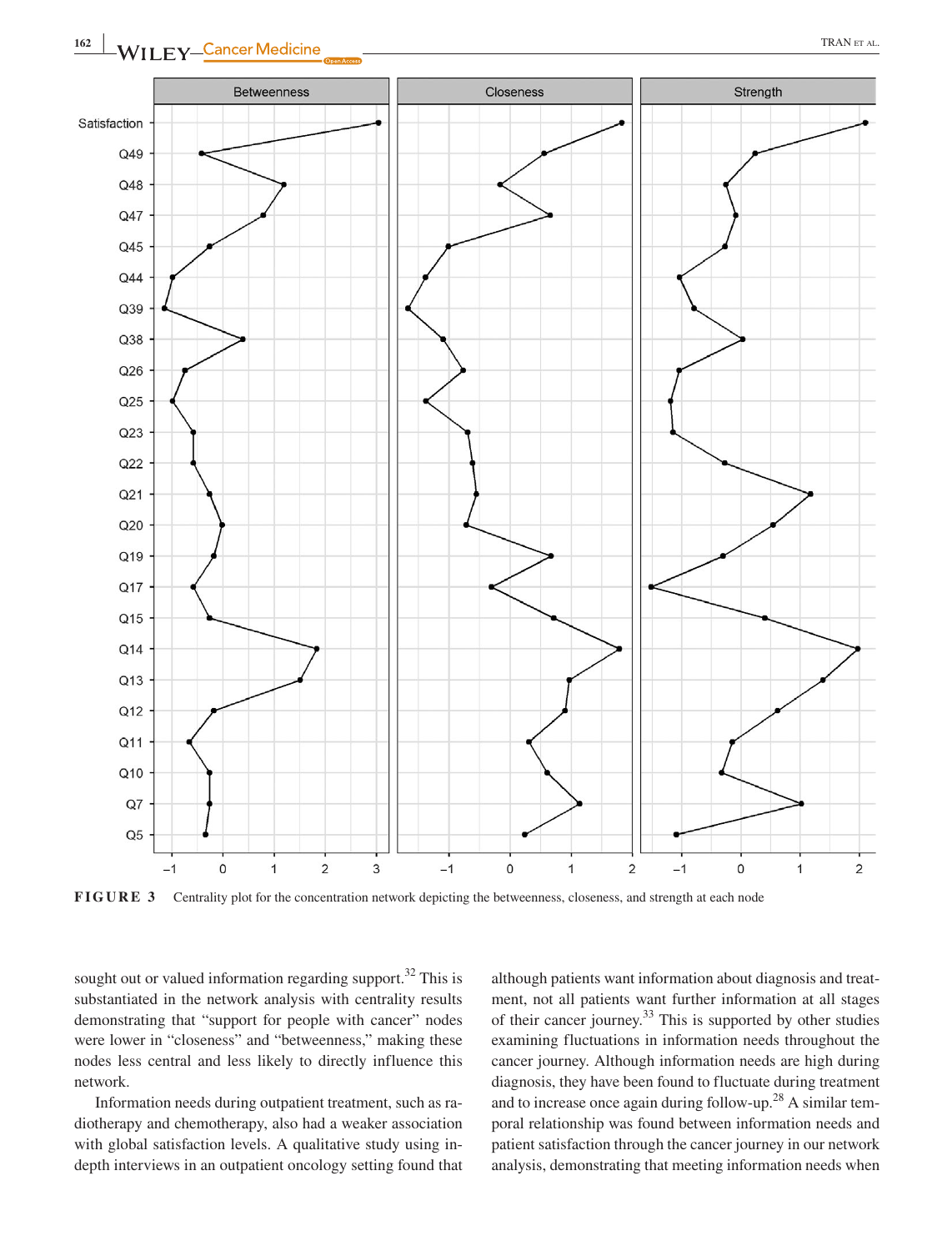FIGURE 3 Centrality plot for the concentration network depicting the betweenness, closeness, and strength at each node

sought out or valued information regarding support.[32] This is substantiated in the network analysis with centrality results demonstrating that "support for people with cancer" nodes were lower in "closeness" and "betweenness," making these nodes less central and less likely to directly influence this network.

Information needs during outpatient treatment, such as radiotherapy and chemotherapy, also had a weaker association with global satisfaction levels. A qualitative study using in-depth interviews in an outpatient oncology setting found that although patients want information about diagnosis and treatment, not all patients want further information at all stages of their cancer journey.[33] This is supported by other studies examining fluctuations in information needs throughout the cancer journey. Although information needs are high during diagnosis, they have been found to fluctuate during treatment and to increase once again during follow-up.[28] A similar temporal relationship was found between information needs and patient satisfaction through the cancer journey in our network analysis, demonstrating that meeting information needs when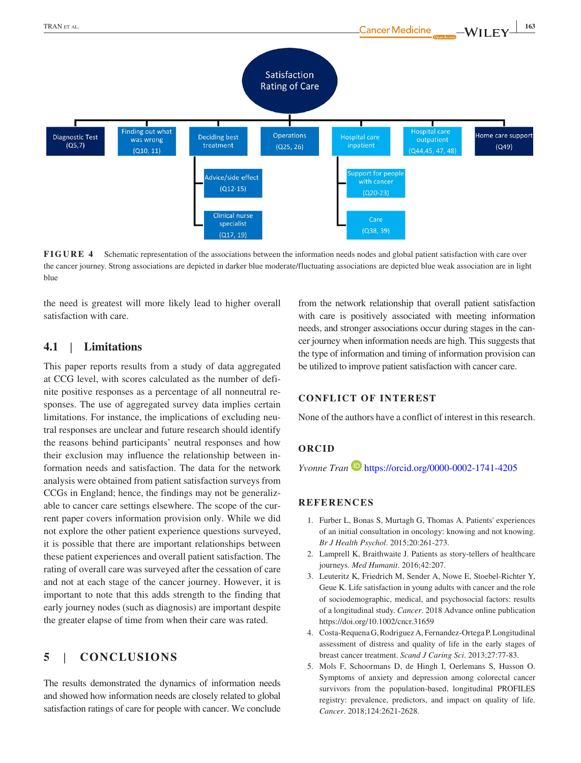Satisfaction Rating of Care

Diagnostic Test (Q5,7)

Finding out what was wrong (Q10, 11)

Deciding best treatment

Advice/side effect (Q12-15)

Clinical nurse specialist (Q17, 19)

Operations (Q25, 26)

Hospital care inpatient

Support for people with cancer (Q20-23)

Care (Q38, 39)

Hospital care outpatient (Q44,45, 47, 48)

Home care support (Q49)

**FIGURE 4** Schematic representation of the associations between the information needs nodes and global patient satisfaction with care over the cancer journey. Strong associations are depicted in darker blue moderate/fluctuating associations are depicted blue weak association are in light blue

the need is greatest will more likely lead to higher overall satisfaction with care.

## 4.1 | Limitations

This paper reports results from a study of data aggregated at CCG level, with scores calculated as the number of definite positive responses as a percentage of all nonneutral responses. The use of aggregated survey data implies certain limitations. For instance, the implications of excluding neutral responses are unclear and future research should identify the reasons behind participants' neutral responses and how their exclusion may influence the relationship between information needs and satisfaction. The data for the network analysis were obtained from patient satisfaction surveys from CCGs in England; hence, the findings may not be generalizable to cancer care settings elsewhere. The scope of the current paper covers information provision only. While we did not explore the other patient experience questions surveyed, it is possible that there are important relationships between these patient experiences and overall patient satisfaction. The rating of overall care was surveyed after the cessation of care and not at each stage of the cancer journey. However, it is important to note that this adds strength to the finding that early journey nodes (such as diagnosis) are important despite the greater elapse of time from when their care was rated.

# 5 | CONCLUSIONS

The results demonstrated the dynamics of information needs and showed how information needs are closely related to global satisfaction ratings of care for people with cancer. We conclude from the network relationship that overall patient satisfaction with care is positively associated with meeting information needs, and stronger associations occur during stages in the cancer journey when information needs are high. This suggests that the type of information and timing of information provision can be utilized to improve patient satisfaction with cancer care.

## CONFLICT OF INTEREST

None of the authors have a conflict of interest in this research.

## ORCID

*Yvonne Tran* https://orcid.org/0000-0002-1741-4205

## REFERENCES

1. Furber L, Bonas S, Murtagh G, Thomas A. Patients' experiences of an initial consultation in oncology: knowing and not knowing. *Br J Health Psychol*. 2015;20:261-273.
2. Lamprell K, Braithwaite J. Patients as story-tellers of healthcare journeys. *Med Humanit*. 2016;42:207.
3. Leuteritz K, Friedrich M, Sender A, Nowe E, Stoebel-Richter Y, Geue K. Life satisfaction in young adults with cancer and the role of sociodemographic, medical, and psychosocial factors: results of a longitudinal study. *Cancer*. 2018 Advance online publication https://doi.org/10.1002/cncr.31659
4. Costa-Requena G, Rodriguez A, Fernandez-Ortega P. Longitudinal assessment of distress and quality of life in the early stages of breast cancer treatment. *Scand J Caring Sci*. 2013;27:77-83.
5. Mols F, Schoormans D, de Hingh I, Oerlemans S, Husson O. Symptoms of anxiety and depression among colorectal cancer survivors from the population-based, longitudinal PROFILES registry: prevalence, predictors, and impact on quality of life. *Cancer*. 2018;124:2621-2628.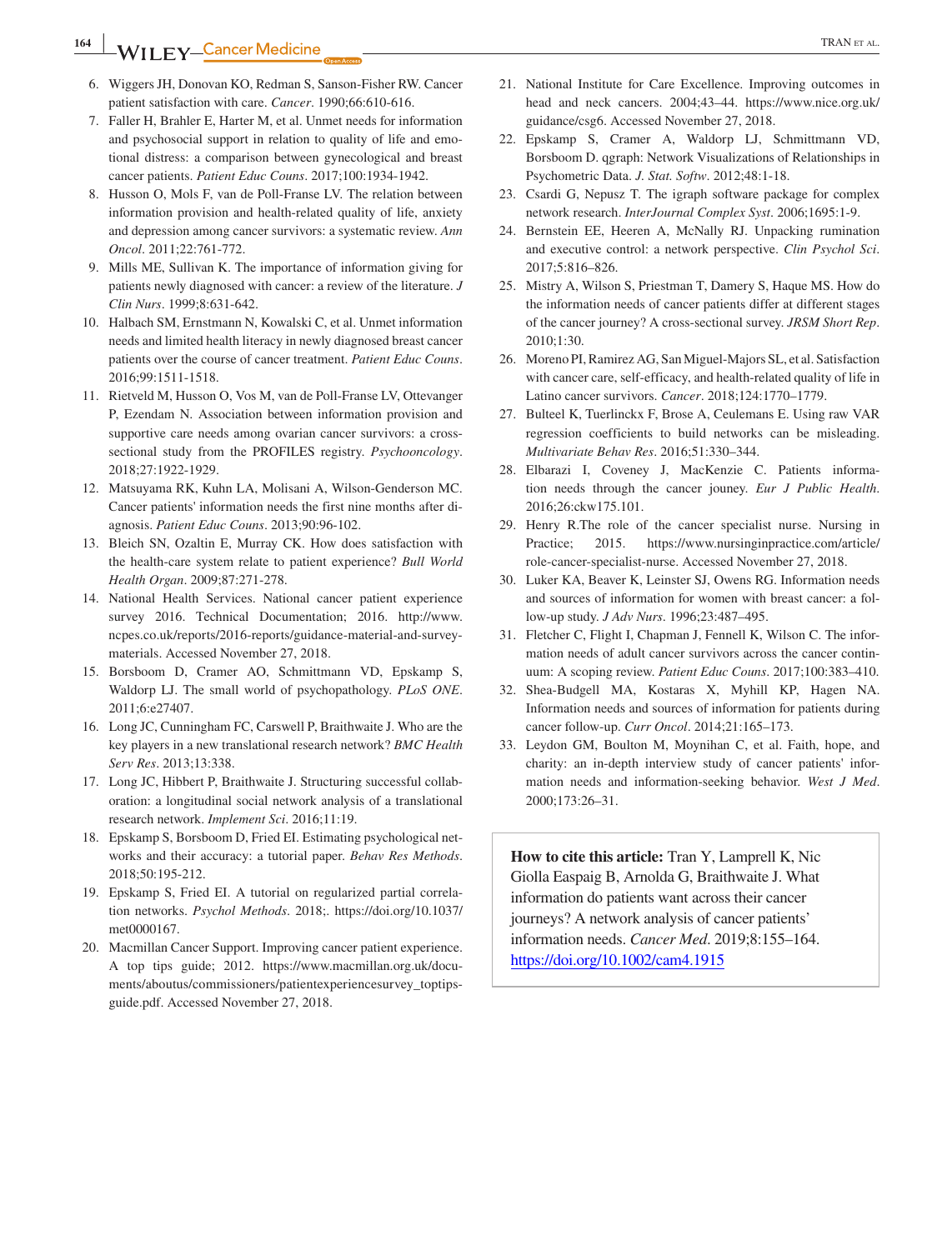6. Wiggers JH, Donovan KO, Redman S, Sanson-Fisher RW. Cancer patient satisfaction with care. *Cancer*. 1990;66:610-616.
7. Faller H, Brahler E, Harter M, et al. Unmet needs for information and psychosocial support in relation to quality of life and emotional distress: a comparison between gynecological and breast cancer patients. *Patient Educ Couns*. 2017;100:1934-1942.
8. Husson O, Mols F, van de Poll-Franse LV. The relation between information provision and health-related quality of life, anxiety and depression among cancer survivors: a systematic review. *Ann Oncol*. 2011;22:761-772.
9. Mills ME, Sullivan K. The importance of information giving for patients newly diagnosed with cancer: a review of the literature. *J Clin Nurs*. 1999;8:631-642.
10. Halbach SM, Ernstmann N, Kowalski C, et al. Unmet information needs and limited health literacy in newly diagnosed breast cancer patients over the course of cancer treatment. *Patient Educ Couns*. 2016;99:1511-1518.
11. Rietveld M, Husson O, Vos M, van de Poll-Franse LV, Ottevanger P, Ezendam N. Association between information provision and supportive care needs among ovarian cancer survivors: a cross-sectional study from the PROFILES registry. *Psychooncology*. 2018;27:1922-1929.
12. Matsuyama RK, Kuhn LA, Molisani A, Wilson-Genderson MC. Cancer patients' information needs the first nine months after diagnosis. *Patient Educ Couns*. 2013;90:96-102.
13. Bleich SN, Ozaltin E, Murray CK. How does satisfaction with the health-care system relate to patient experience? *Bull World Health Organ*. 2009;87:271-278.
14. National Health Services. National cancer patient experience survey 2016. Technical Documentation; 2016. http://www.ncpes.co.uk/reports/2016-reports/guidance-material-and-survey-materials. Accessed November 27, 2018.
15. Borsboom D, Cramer AO, Schmittmann VD, Epskamp S, Waldorp LJ. The small world of psychopathology. *PLoS ONE*. 2011;6:e27407.
16. Long JC, Cunningham FC, Carswell P, Braithwaite J. Who are the key players in a new translational research network? *BMC Health Serv Res*. 2013;13:338.
17. Long JC, Hibbert P, Braithwaite J. Structuring successful collaboration: a longitudinal social network analysis of a translational research network. *Implement Sci*. 2016;11:19.
18. Epskamp S, Borsboom D, Fried EI. Estimating psychological networks and their accuracy: a tutorial paper. *Behav Res Methods*. 2018;50:195-212.
19. Epskamp S, Fried EI. A tutorial on regularized partial correlation networks. *Psychol Methods*. 2018;. https://doi.org/10.1037/met0000167.
20. Macmillan Cancer Support. Improving cancer patient experience. A top tips guide; 2012. https://www.macmillan.org.uk/documents/aboutus/commissioners/patientexperiencesurvey_toptipsguide.pdf. Accessed November 27, 2018.
21. National Institute for Care Excellence. Improving outcomes in head and neck cancers. 2004;43–44. https://www.nice.org.uk/guidance/csg6. Accessed November 27, 2018.
22. Epskamp S, Cramer A, Waldorp LJ, Schmittmann VD, Borsboom D. qgraph: Network Visualizations of Relationships in Psychometric Data. *J. Stat. Softw*. 2012;48:1-18.
23. Csardi G, Nepusz T. The igraph software package for complex network research. *InterJournal Complex Syst*. 2006;1695:1-9.
24. Bernstein EE, Heeren A, McNally RJ. Unpacking rumination and executive control: a network perspective. *Clin Psychol Sci*. 2017;5:816–826.
25. Mistry A, Wilson S, Priestman T, Damery S, Haque MS. How do the information needs of cancer patients differ at different stages of the cancer journey? A cross-sectional survey. *JRSM Short Rep*. 2010;1:30.
26. Moreno PI, Ramirez AG, San Miguel-Majors SL, et al. Satisfaction with cancer care, self-efficacy, and health-related quality of life in Latino cancer survivors. *Cancer*. 2018;124:1770–1779.
27. Bulteel K, Tuerlinckx F, Brose A, Ceulemans E. Using raw VAR regression coefficients to build networks can be misleading. *Multivariate Behav Res*. 2016;51:330–344.
28. Elbarazi I, Coveney J, MacKenzie C. Patients information needs through the cancer jouney. *Eur J Public Health*. 2016;26:ckw175.101.
29. Henry R.The role of the cancer specialist nurse. Nursing in Practice; 2015. https://www.nursinginpractice.com/article/role-cancer-specialist-nurse. Accessed November 27, 2018.
30. Luker KA, Beaver K, Leinster SJ, Owens RG. Information needs and sources of information for women with breast cancer: a follow-up study. *J Adv Nurs*. 1996;23:487–495.
31. Fletcher C, Flight I, Chapman J, Fennell K, Wilson C. The information needs of adult cancer survivors across the cancer continuum: A scoping review. *Patient Educ Couns*. 2017;100:383–410.
32. Shea-Budgell MA, Kostaras X, Myhill KP, Hagen NA. Information needs and sources of information for patients during cancer follow-up. *Curr Oncol*. 2014;21:165–173.
33. Leydon GM, Boulton M, Moynihan C, et al. Faith, hope, and charity: an in-depth interview study of cancer patients' information needs and information-seeking behavior. *West J Med*. 2000;173:26–31.

**How to cite this article:** Tran Y, Lamprell K, Nic Giolla Easpaig B, Arnolda G, Braithwaite J. What information do patients want across their cancer journeys? A network analysis of cancer patients' information needs. *Cancer Med*. 2019;8:155–164. https://doi.org/10.1002/cam4.1915